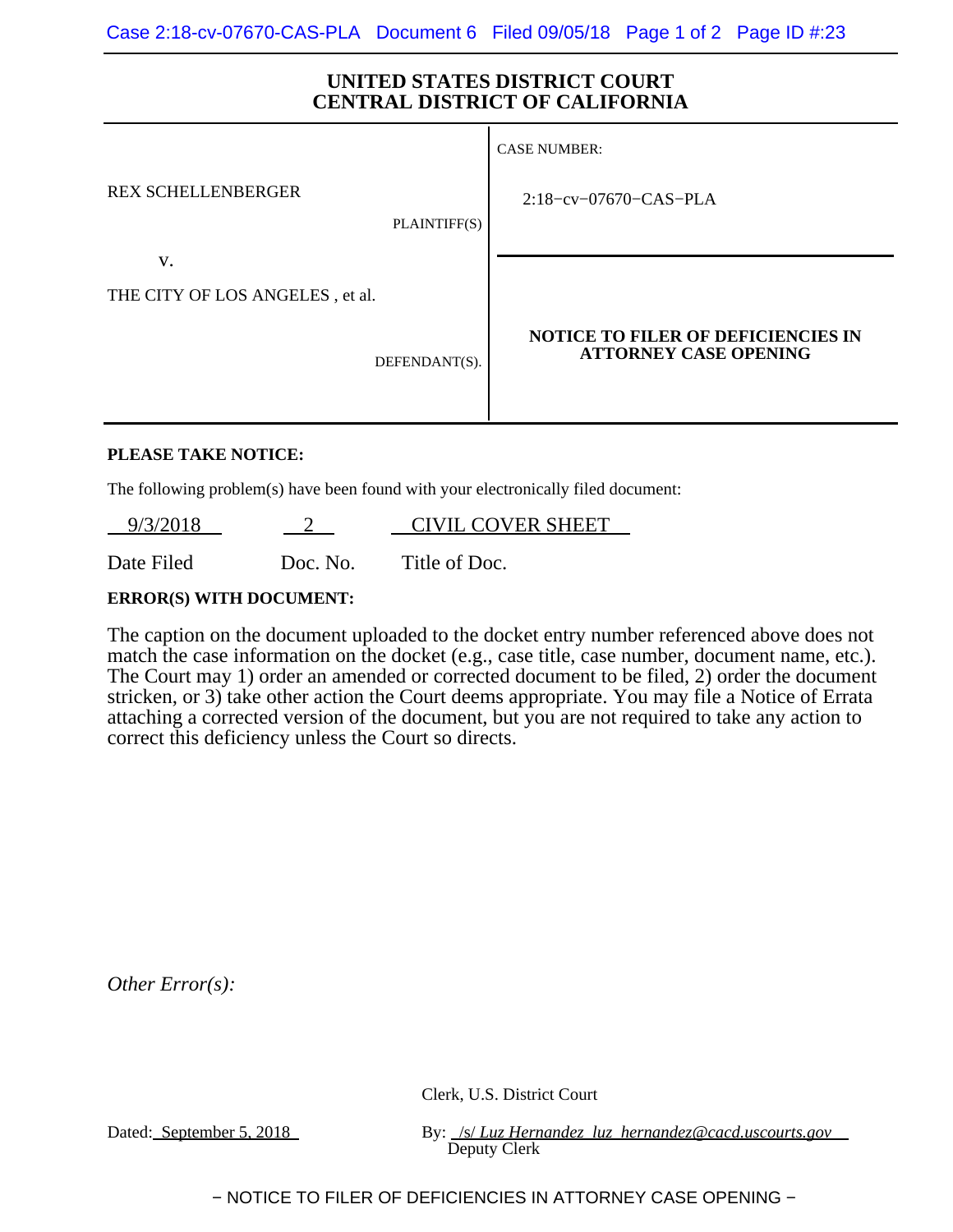# UNITED STATES DISTRICT COURT
# CENTRAL DISTRICT OF CALIFORNIA

| | |
|---|---|
| REX SCHELLENBERGER<br><br>PLAINTIFF(S)<br><br>v.<br><br>THE CITY OF LOS ANGELES , et al.<br><br>DEFENDANT(S). | CASE NUMBER:<br><br>2:18−cv−07670−CAS−PLA<br><br>**NOTICE TO FILER OF DEFICIENCIES IN ATTORNEY CASE OPENING** |

**PLEASE TAKE NOTICE:**

The following problem(s) have been found with your electronically filed document:

| Date Filed | Doc. No. | Title of Doc. |
|---|---|---|
| 9/3/2018 | 2 | CIVIL COVER SHEET |

**ERROR(S) WITH DOCUMENT:**

The caption on the document uploaded to the docket entry number referenced above does not match the case information on the docket (e.g., case title, case number, document name, etc.). The Court may 1) order an amended or corrected document to be filed, 2) order the document stricken, or 3) take other action the Court deems appropriate. You may file a Notice of Errata attaching a corrected version of the document, but you are not required to take any action to correct this deficiency unless the Court so directs.

*Other Error(s):*

Clerk, U.S. District Court

Dated: September 5, 2018

By: /s/ *Luz Hernandez luz_hernandez@cacd.uscourts.gov*
Deputy Clerk

− NOTICE TO FILER OF DEFICIENCIES IN ATTORNEY CASE OPENING −